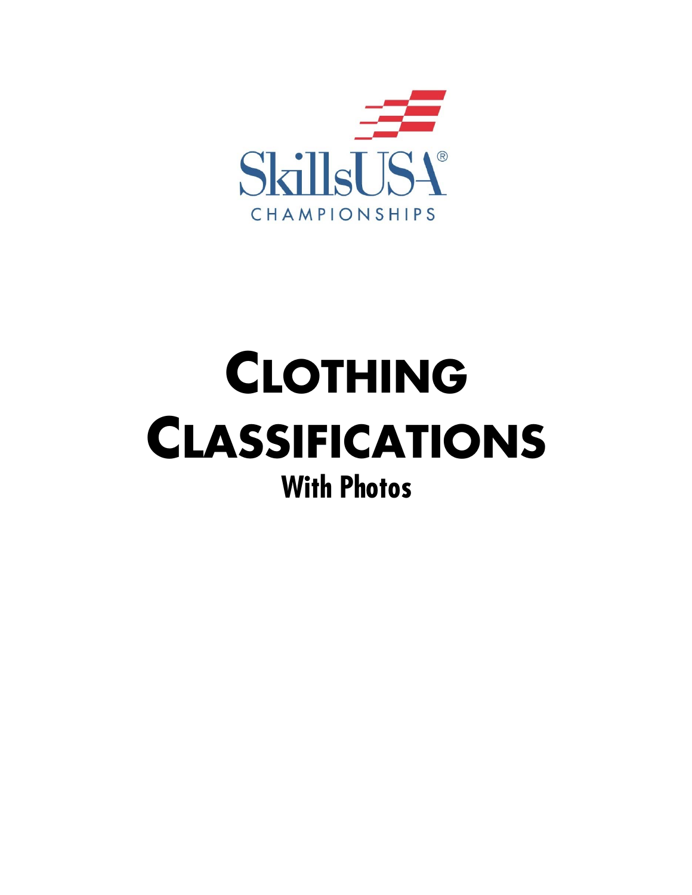SkillsUSA®

CHAMPIONSHIPS

# Clothing Classifications

**With Photos**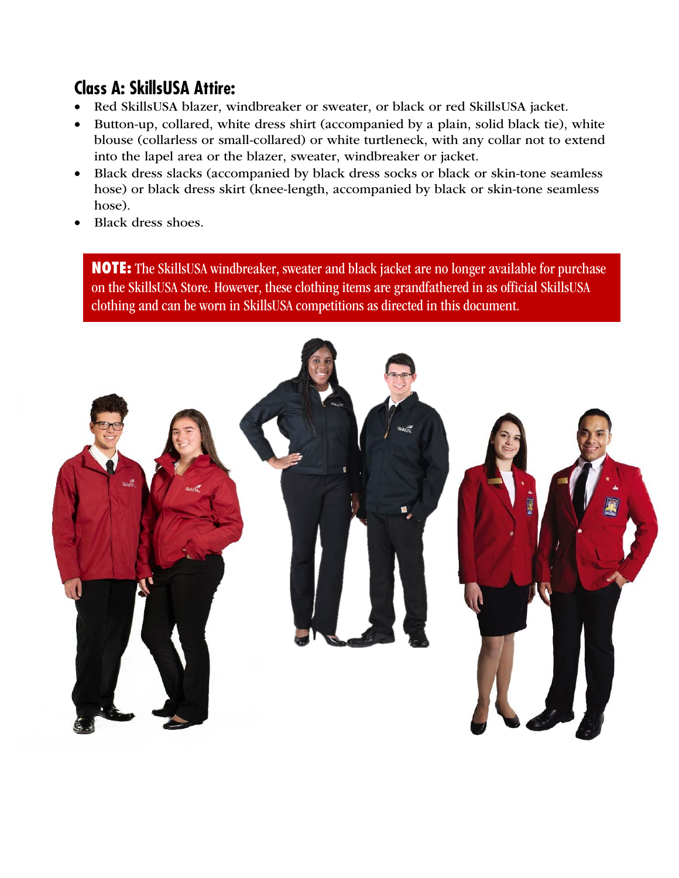## Class A: SkillsUSA Attire:

- Red SkillsUSA blazer, windbreaker or sweater, or black or red SkillsUSA jacket.
- Button-up, collared, white dress shirt (accompanied by a plain, solid black tie), white blouse (collarless or small-collared) or white turtleneck, with any collar not to extend into the lapel area or the blazer, sweater, windbreaker or jacket.
- Black dress slacks (accompanied by black dress socks or black or skin-tone seamless hose) or black dress skirt (knee-length, accompanied by black or skin-tone seamless hose).
- Black dress shoes.

**NOTE:** The SkillsUSA windbreaker, sweater and black jacket are no longer available for purchase on the SkillsUSA Store. However, these clothing items are grandfathered in as official SkillsUSA clothing and can be worn in SkillsUSA competitions as directed in this document.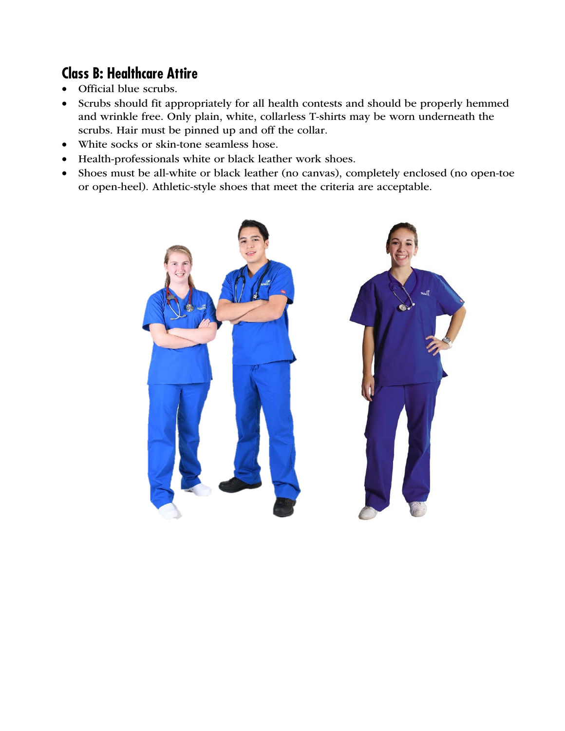## Class B: Healthcare Attire

- Official blue scrubs.
- Scrubs should fit appropriately for all health contests and should be properly hemmed and wrinkle free. Only plain, white, collarless T-shirts may be worn underneath the scrubs. Hair must be pinned up and off the collar.
- White socks or skin-tone seamless hose.
- Health-professionals white or black leather work shoes.
- Shoes must be all-white or black leather (no canvas), completely enclosed (no open-toe or open-heel). Athletic-style shoes that meet the criteria are acceptable.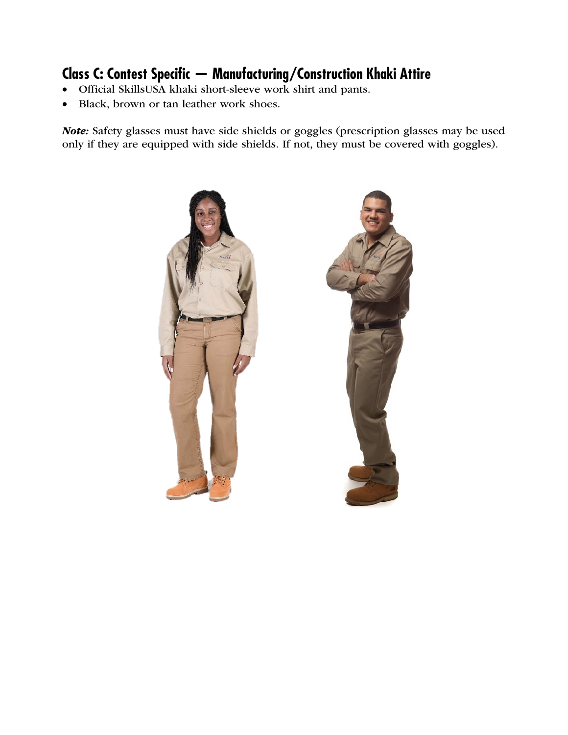## Class C: Contest Specific — Manufacturing/Construction Khaki Attire

- Official SkillsUSA khaki short-sleeve work shirt and pants.
- Black, brown or tan leather work shoes.

***Note:*** Safety glasses must have side shields or goggles (prescription glasses may be used only if they are equipped with side shields. If not, they must be covered with goggles).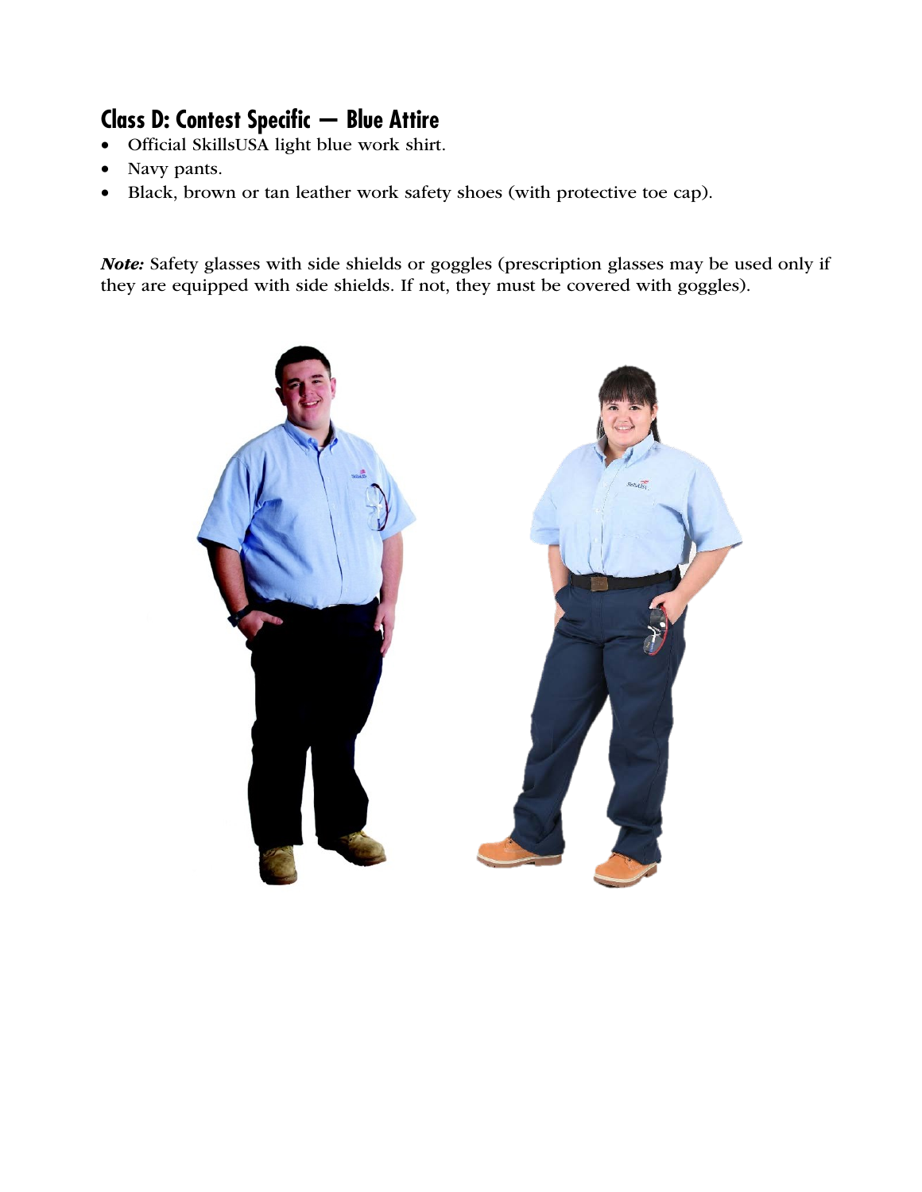## Class D: Contest Specific — Blue Attire

- Official SkillsUSA light blue work shirt.
- Navy pants.
- Black, brown or tan leather work safety shoes (with protective toe cap).

***Note:*** Safety glasses with side shields or goggles (prescription glasses may be used only if they are equipped with side shields. If not, they must be covered with goggles).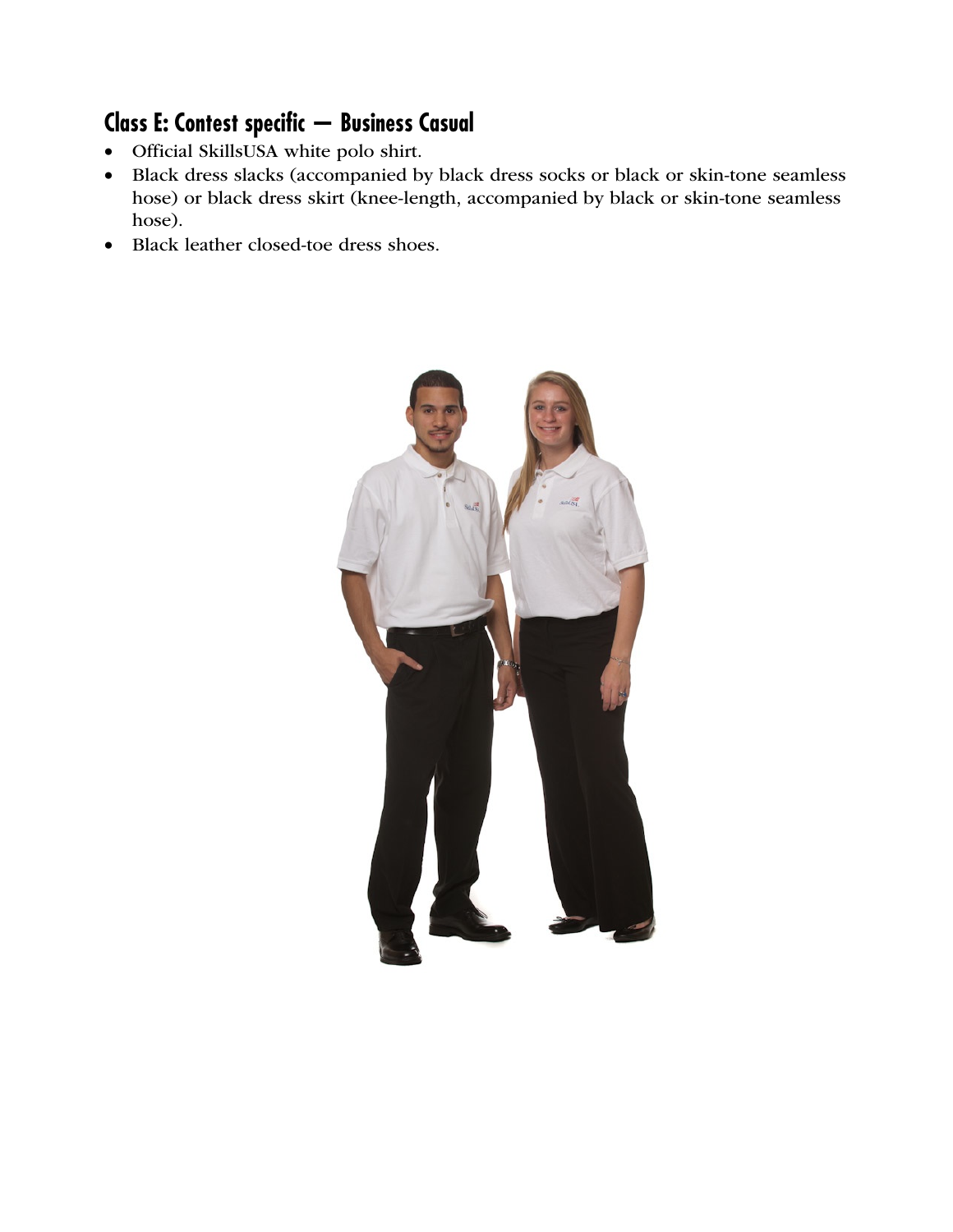## Class E: Contest specific — Business Casual

- Official SkillsUSA white polo shirt.
- Black dress slacks (accompanied by black dress socks or black or skin-tone seamless hose) or black dress skirt (knee-length, accompanied by black or skin-tone seamless hose).
- Black leather closed-toe dress shoes.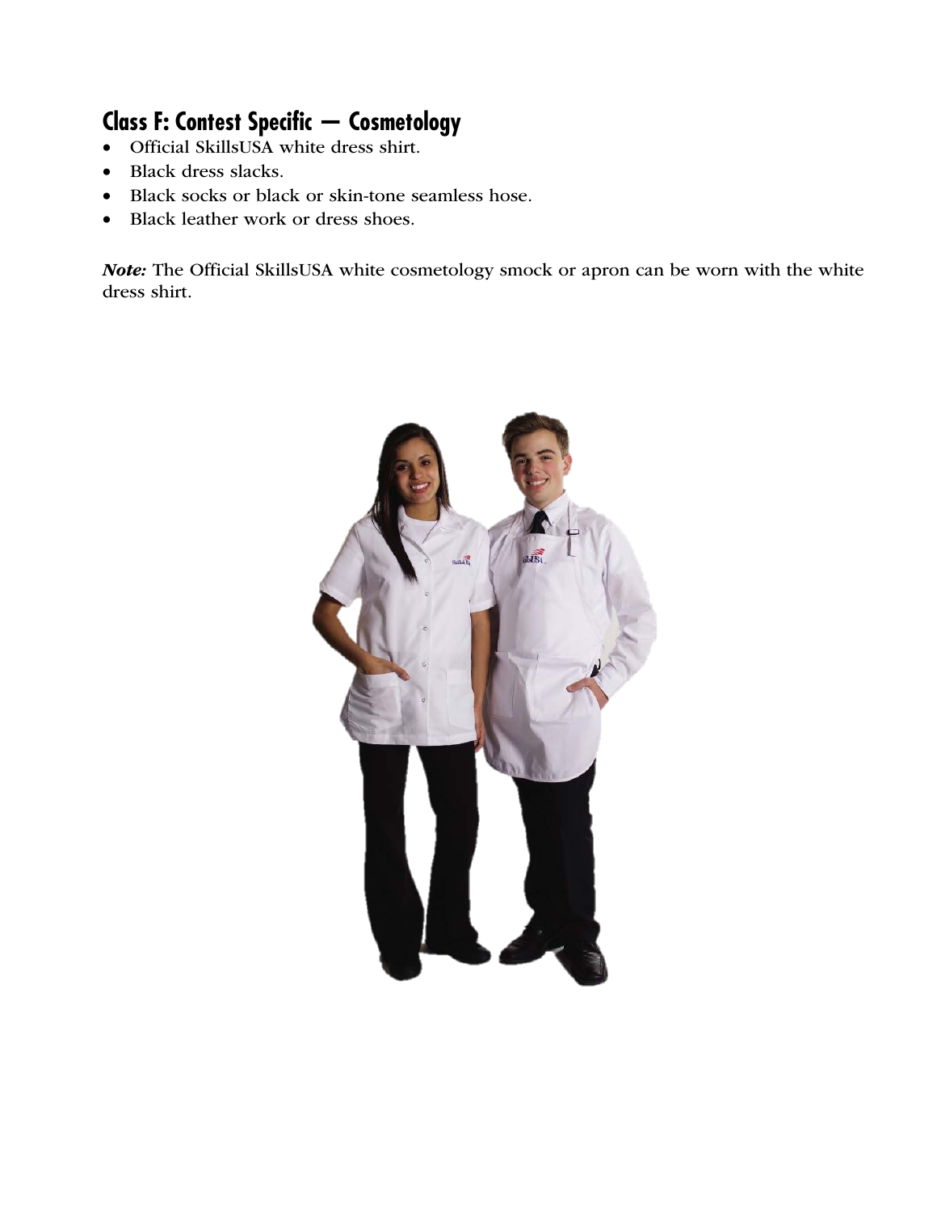## Class F: Contest Specific — Cosmetology

- Official SkillsUSA white dress shirt.
- Black dress slacks.
- Black socks or black or skin-tone seamless hose.
- Black leather work or dress shoes.

***Note:*** The Official SkillsUSA white cosmetology smock or apron can be worn with the white dress shirt.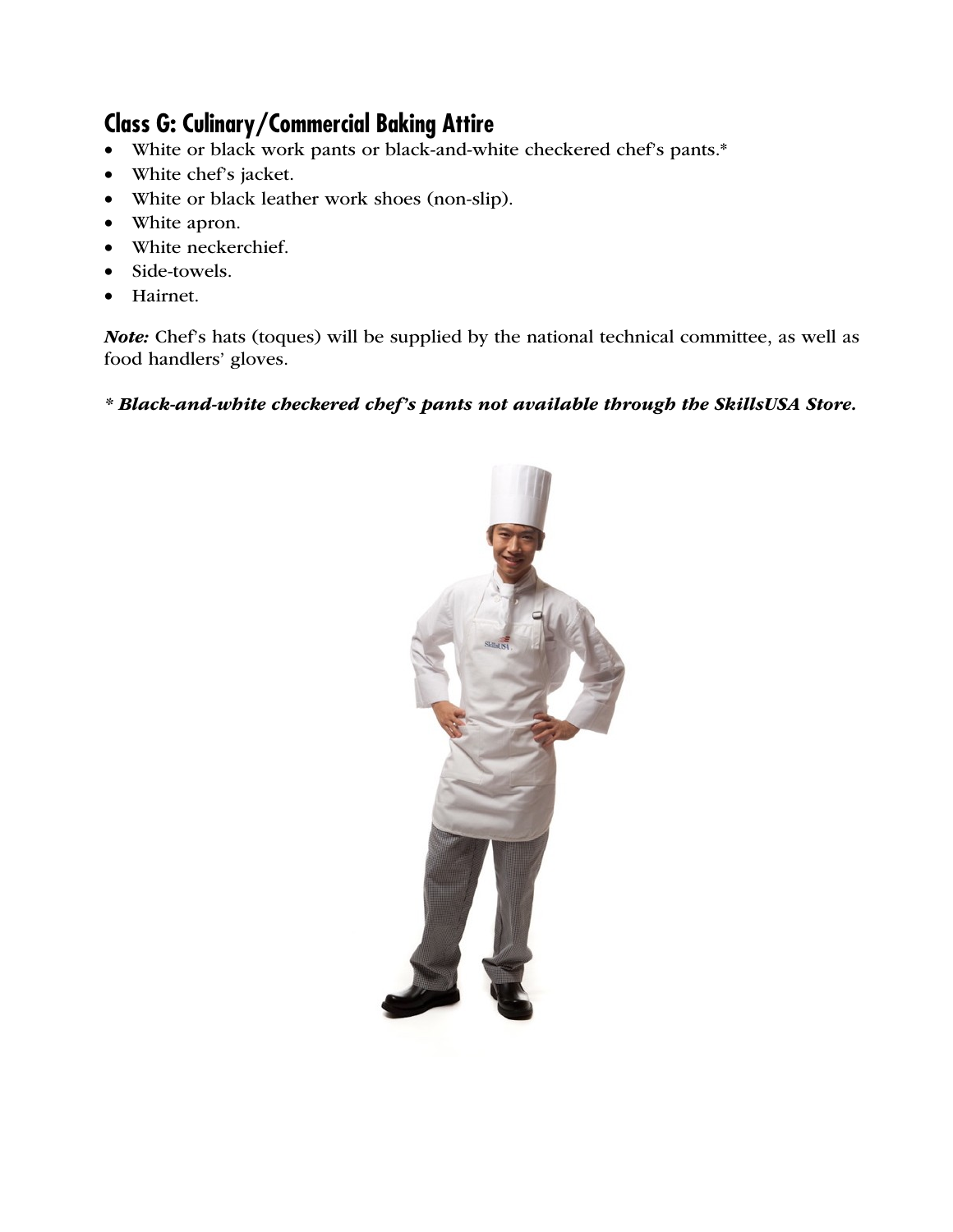## Class G: Culinary/Commercial Baking Attire

- White or black work pants or black-and-white checkered chef's pants.*
- White chef's jacket.
- White or black leather work shoes (non-slip).
- White apron.
- White neckerchief.
- Side-towels.
- Hairnet.

***Note:*** Chef's hats (toques) will be supplied by the national technical committee, as well as food handlers' gloves.

***\* Black-and-white checkered chef's pants not available through the SkillsUSA Store.***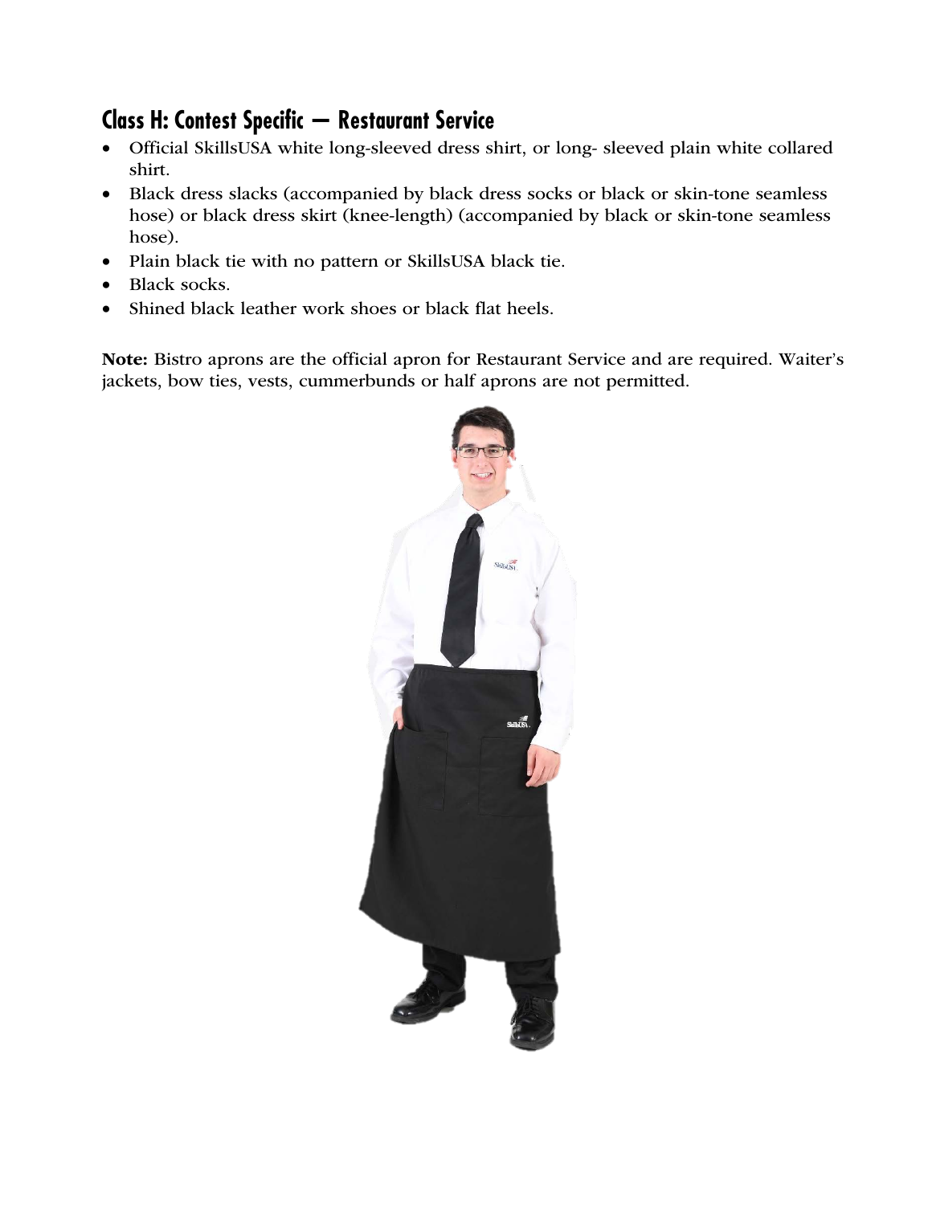## Class H: Contest Specific — Restaurant Service

- Official SkillsUSA white long-sleeved dress shirt, or long- sleeved plain white collared shirt.
- Black dress slacks (accompanied by black dress socks or black or skin-tone seamless hose) or black dress skirt (knee-length) (accompanied by black or skin-tone seamless hose).
- Plain black tie with no pattern or SkillsUSA black tie.
- Black socks.
- Shined black leather work shoes or black flat heels.

**Note:** Bistro aprons are the official apron for Restaurant Service and are required. Waiter's jackets, bow ties, vests, cummerbunds or half aprons are not permitted.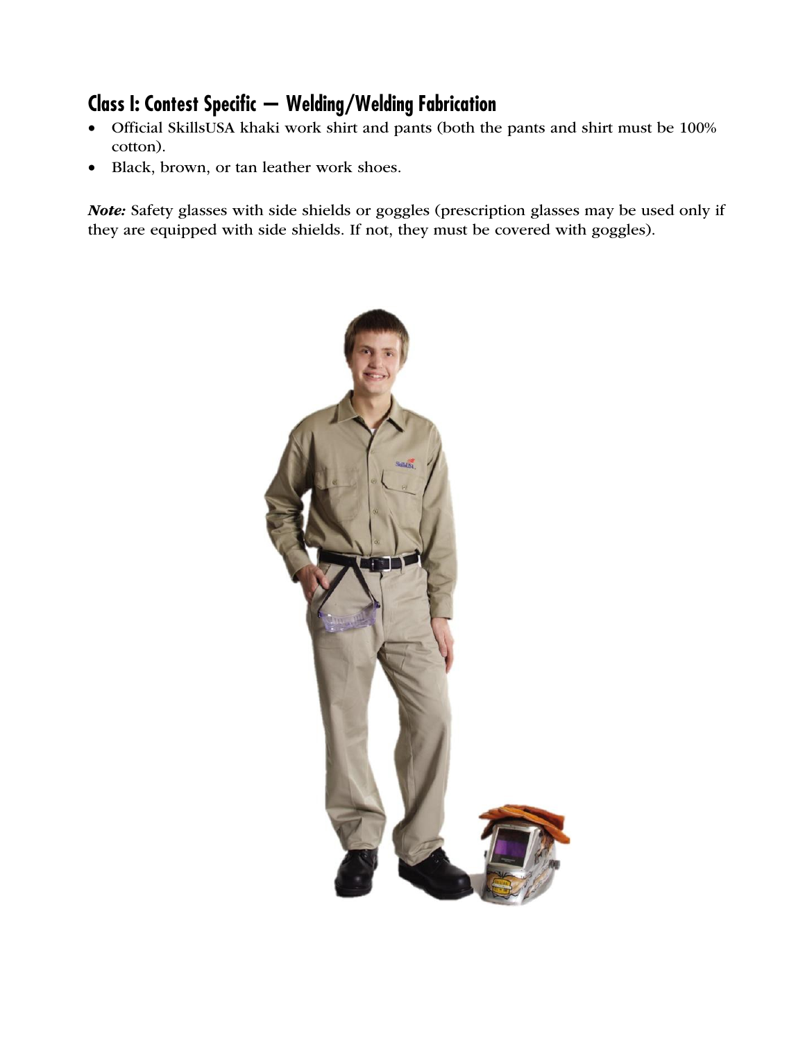## Class I: Contest Specific — Welding/Welding Fabrication

- Official SkillsUSA khaki work shirt and pants (both the pants and shirt must be 100% cotton).
- Black, brown, or tan leather work shoes.

***Note:*** Safety glasses with side shields or goggles (prescription glasses may be used only if they are equipped with side shields. If not, they must be covered with goggles).